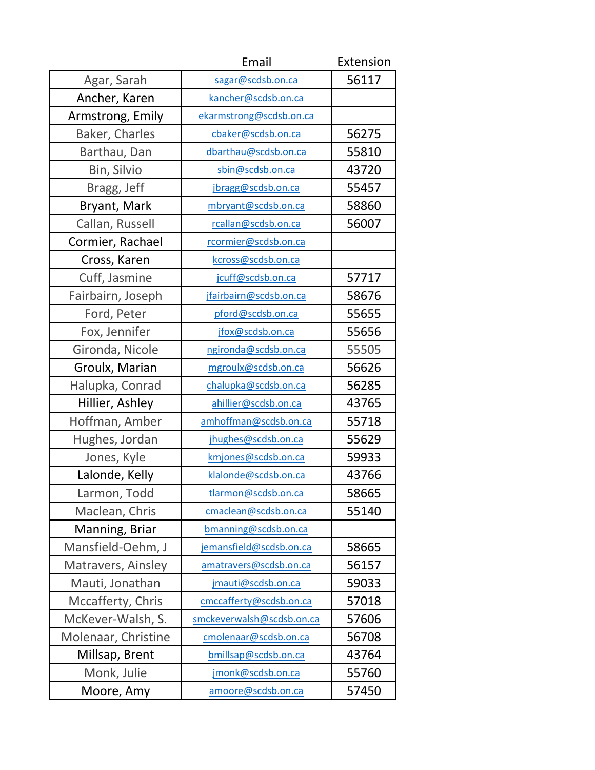| | Email | Extension |
|---|---|---|
| Agar, Sarah | sagar@scdsb.on.ca | 56117 |
| Ancher, Karen | kancher@scdsb.on.ca | |
| Armstrong, Emily | ekarmstrong@scdsb.on.ca | |
| Baker, Charles | cbaker@scdsb.on.ca | 56275 |
| Barthau, Dan | dbarthau@scdsb.on.ca | 55810 |
| Bin, Silvio | sbin@scdsb.on.ca | 43720 |
| Bragg, Jeff | jbragg@scdsb.on.ca | 55457 |
| Bryant, Mark | mbryant@scdsb.on.ca | 58860 |
| Callan, Russell | rcallan@scdsb.on.ca | 56007 |
| Cormier, Rachael | rcormier@scdsb.on.ca | |
| Cross, Karen | kcross@scdsb.on.ca | |
| Cuff, Jasmine | jcuff@scdsb.on.ca | 57717 |
| Fairbairn, Joseph | jfairbairn@scdsb.on.ca | 58676 |
| Ford, Peter | pford@scdsb.on.ca | 55655 |
| Fox, Jennifer | jfox@scdsb.on.ca | 55656 |
| Gironda, Nicole | ngironda@scdsb.on.ca | 55505 |
| Groulx, Marian | mgroulx@scdsb.on.ca | 56626 |
| Halupka, Conrad | chalupka@scdsb.on.ca | 56285 |
| Hillier, Ashley | ahillier@scdsb.on.ca | 43765 |
| Hoffman, Amber | amhoffman@scdsb.on.ca | 55718 |
| Hughes, Jordan | jhughes@scdsb.on.ca | 55629 |
| Jones, Kyle | kmjones@scdsb.on.ca | 59933 |
| Lalonde, Kelly | klalonde@scdsb.on.ca | 43766 |
| Larmon, Todd | tlarmon@scdsb.on.ca | 58665 |
| Maclean, Chris | cmaclean@scdsb.on.ca | 55140 |
| Manning, Briar | bmanning@scdsb.on.ca | |
| Mansfield-Oehm, J | jemansfield@scdsb.on.ca | 58665 |
| Matravers, Ainsley | amatravers@scdsb.on.ca | 56157 |
| Mauti, Jonathan | jmauti@scdsb.on.ca | 59033 |
| Mccafferty, Chris | cmccafferty@scdsb.on.ca | 57018 |
| McKever-Walsh, S. | smckeverwalsh@scdsb.on.ca | 57606 |
| Molenaar, Christine | cmolenaar@scdsb.on.ca | 56708 |
| Millsap, Brent | bmillsap@scdsb.on.ca | 43764 |
| Monk, Julie | jmonk@scdsb.on.ca | 55760 |
| Moore, Amy | amoore@scdsb.on.ca | 57450 |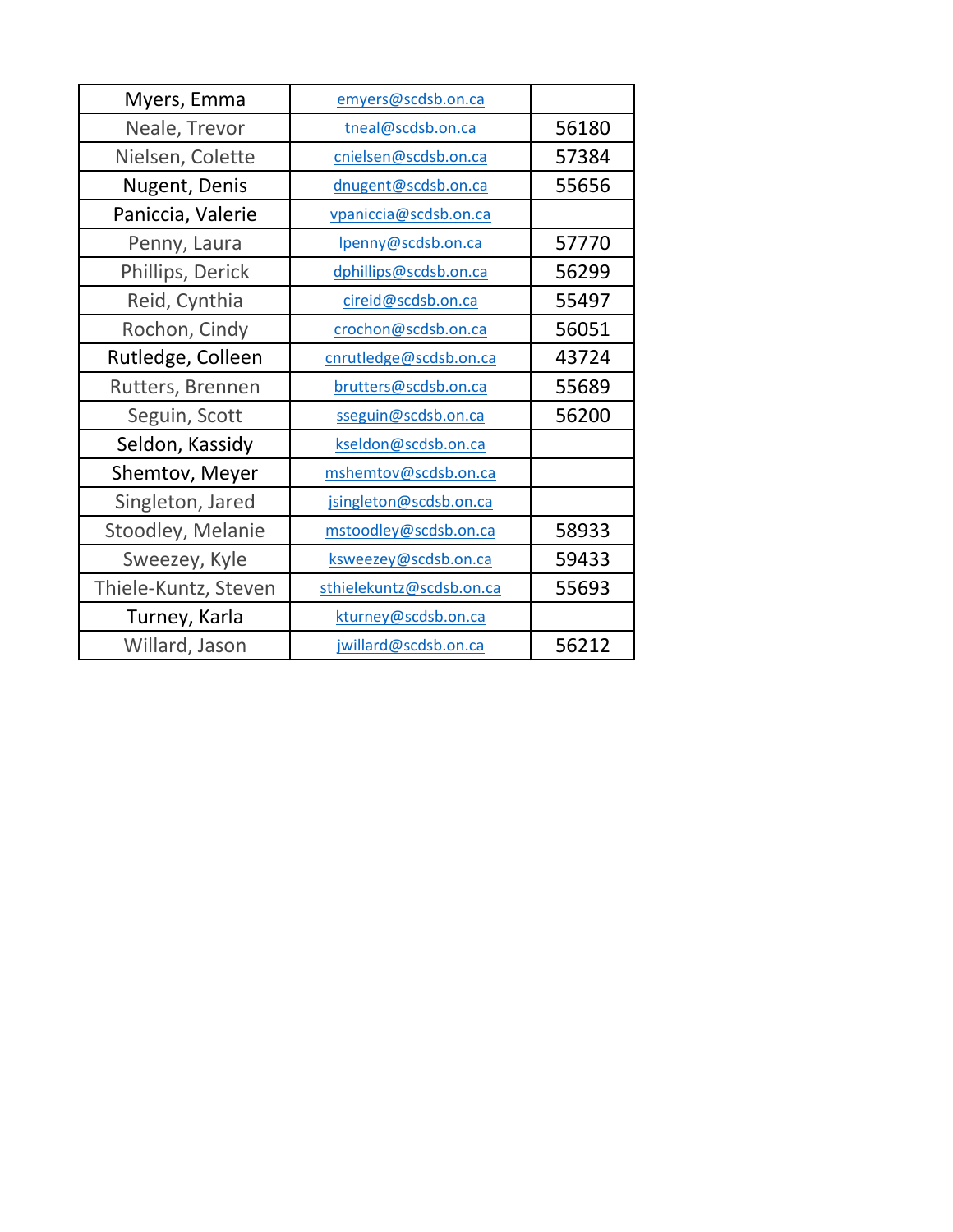| | | |
|---|---|---|
| Myers, Emma | emyers@scdsb.on.ca | |
| Neale, Trevor | tneal@scdsb.on.ca | 56180 |
| Nielsen, Colette | cnielsen@scdsb.on.ca | 57384 |
| Nugent, Denis | dnugent@scdsb.on.ca | 55656 |
| Paniccia, Valerie | vpaniccia@scdsb.on.ca | |
| Penny, Laura | lpenny@scdsb.on.ca | 57770 |
| Phillips, Derick | dphillips@scdsb.on.ca | 56299 |
| Reid, Cynthia | cireid@scdsb.on.ca | 55497 |
| Rochon, Cindy | crochon@scdsb.on.ca | 56051 |
| Rutledge, Colleen | cnrutledge@scdsb.on.ca | 43724 |
| Rutters, Brennen | brutters@scdsb.on.ca | 55689 |
| Seguin, Scott | sseguin@scdsb.on.ca | 56200 |
| Seldon, Kassidy | kseldon@scdsb.on.ca | |
| Shemtov, Meyer | mshemtov@scdsb.on.ca | |
| Singleton, Jared | jsingleton@scdsb.on.ca | |
| Stoodley, Melanie | mstoodley@scdsb.on.ca | 58933 |
| Sweezey, Kyle | ksweezey@scdsb.on.ca | 59433 |
| Thiele-Kuntz, Steven | sthielekuntz@scdsb.on.ca | 55693 |
| Turney, Karla | kturney@scdsb.on.ca | |
| Willard, Jason | jwillard@scdsb.on.ca | 56212 |